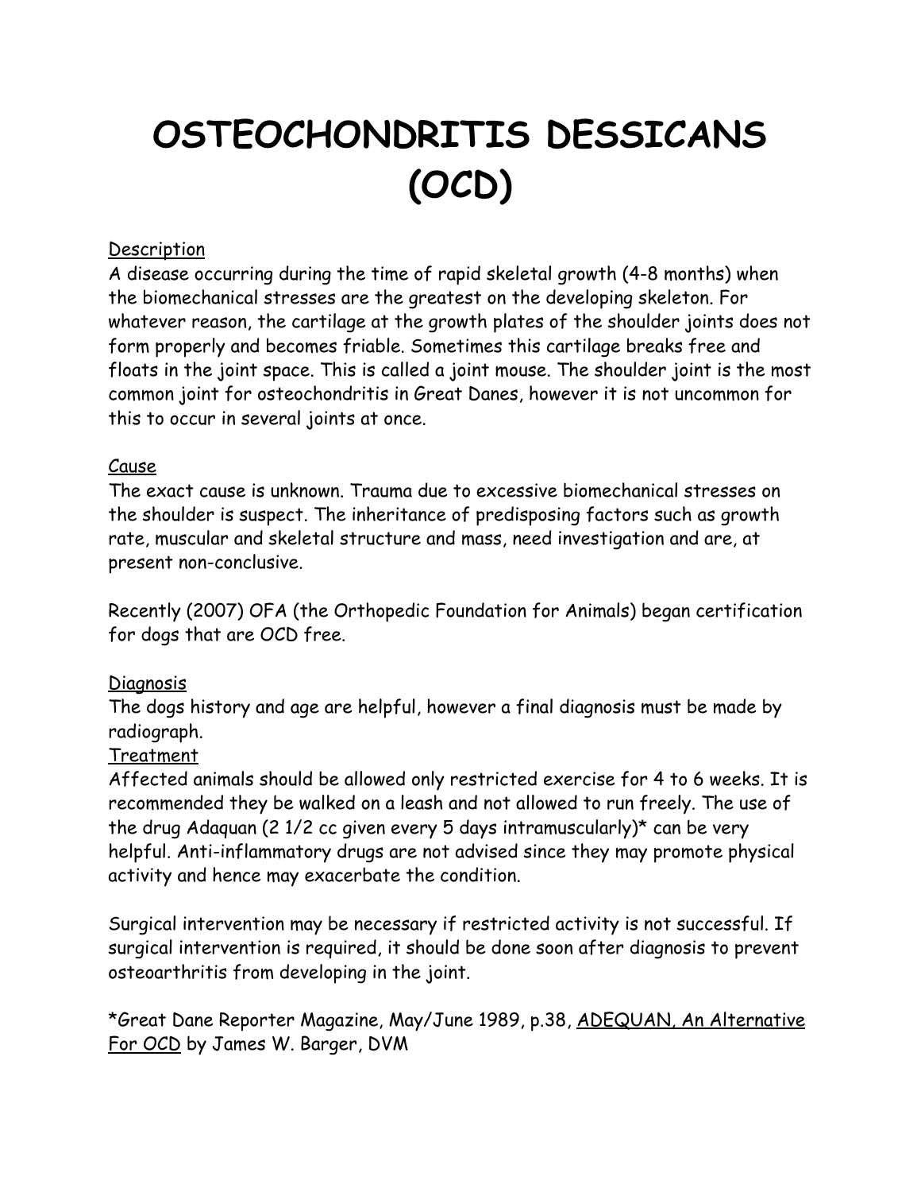# OSTEOCHONDRITIS DESSICANS (OCD)

Description

A disease occurring during the time of rapid skeletal growth (4-8 months) when the biomechanical stresses are the greatest on the developing skeleton. For whatever reason, the cartilage at the growth plates of the shoulder joints does not form properly and becomes friable. Sometimes this cartilage breaks free and floats in the joint space. This is called a joint mouse. The shoulder joint is the most common joint for osteochondritis in Great Danes, however it is not uncommon for this to occur in several joints at once.

Cause

The exact cause is unknown. Trauma due to excessive biomechanical stresses on the shoulder is suspect. The inheritance of predisposing factors such as growth rate, muscular and skeletal structure and mass, need investigation and are, at present non-conclusive.

Recently (2007) OFA (the Orthopedic Foundation for Animals) began certification for dogs that are OCD free.

Diagnosis

The dogs history and age are helpful, however a final diagnosis must be made by radiograph.

Treatment

Affected animals should be allowed only restricted exercise for 4 to 6 weeks. It is recommended they be walked on a leash and not allowed to run freely. The use of the drug Adaquan (2 1/2 cc given every 5 days intramuscularly)* can be very helpful. Anti-inflammatory drugs are not advised since they may promote physical activity and hence may exacerbate the condition.

Surgical intervention may be necessary if restricted activity is not successful. If surgical intervention is required, it should be done soon after diagnosis to prevent osteoarthritis from developing in the joint.

*Great Dane Reporter Magazine, May/June 1989, p.38, ADEQUAN, An Alternative For OCD by James W. Barger, DVM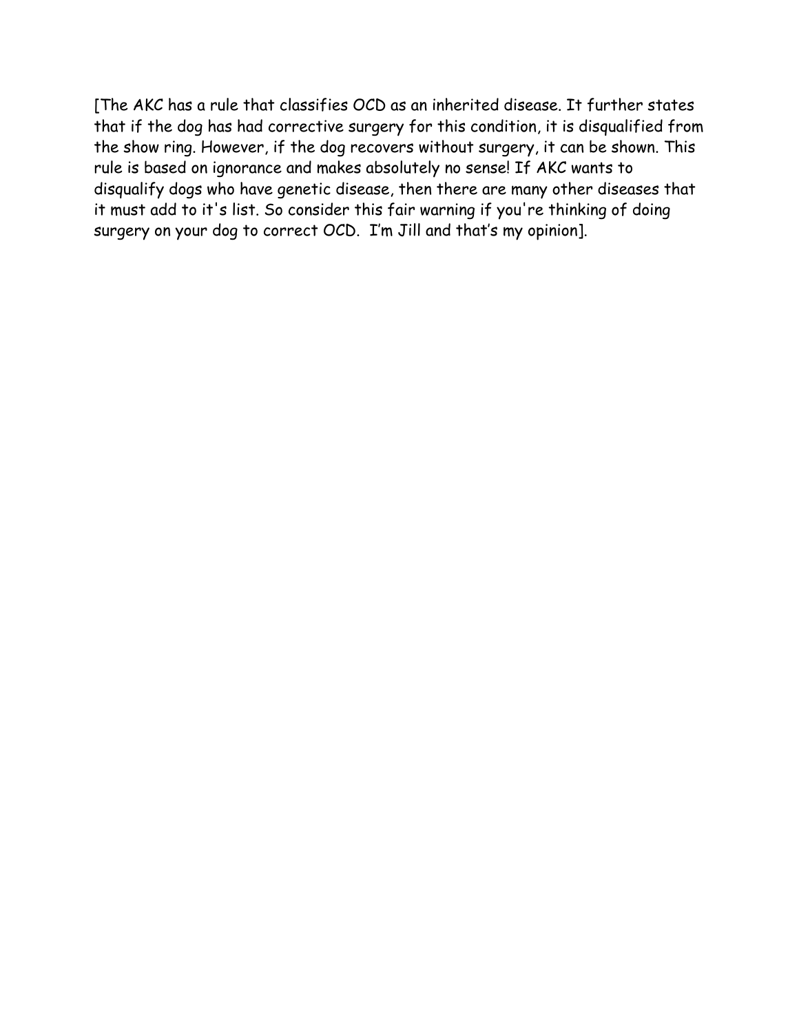[The AKC has a rule that classifies OCD as an inherited disease. It further states that if the dog has had corrective surgery for this condition, it is disqualified from the show ring. However, if the dog recovers without surgery, it can be shown. This rule is based on ignorance and makes absolutely no sense! If AKC wants to disqualify dogs who have genetic disease, then there are many other diseases that it must add to it's list. So consider this fair warning if you're thinking of doing surgery on your dog to correct OCD. I'm Jill and that's my opinion].